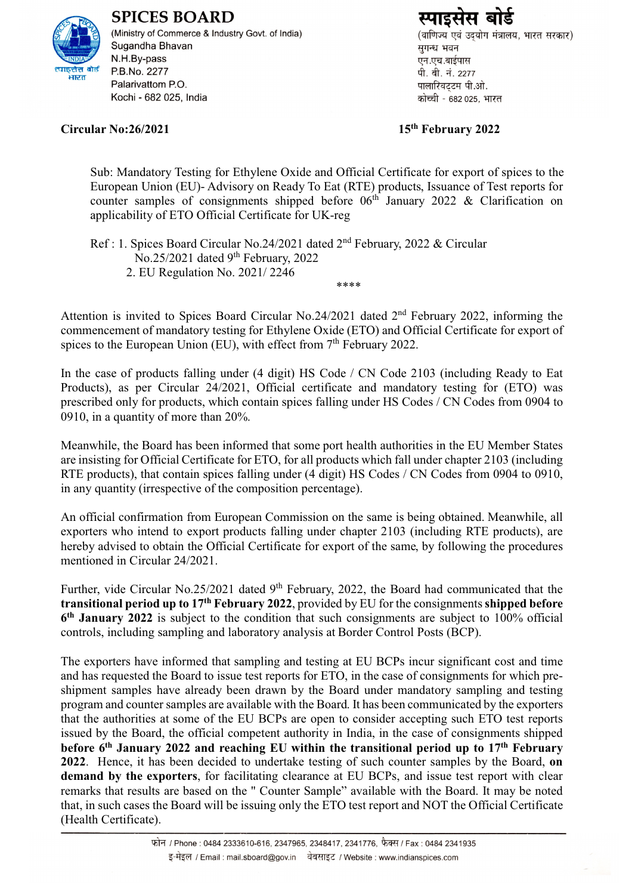**SPICES BOARD**
(Ministry of Commerce & Industry Govt. of India)
Sugandha Bhavan
N.H.By-pass
P.B.No. 2277
Palarivattom P.O.
Kochi - 682 025, India

**स्पाइसेस बोर्ड**
(वाणिज्य एवं उद्योग मंत्रालय, भारत सरकार)
सुगन्ध भवन
एन.एच.बाईपास
पी. बी. नं. 2277
पालारिवट्टम पी.ओ.
कोच्ची - 682 025, भारत

**Circular No:26/2021** **15th February 2022**

Sub: Mandatory Testing for Ethylene Oxide and Official Certificate for export of spices to the European Union (EU)- Advisory on Ready To Eat (RTE) products, Issuance of Test reports for counter samples of consignments shipped before 06th January 2022 & Clarification on applicability of ETO Official Certificate for UK-reg

Ref : 1. Spices Board Circular No.24/2021 dated 2nd February, 2022 & Circular No.25/2021 dated 9th February, 2022
2. EU Regulation No. 2021/ 2246

****

Attention is invited to Spices Board Circular No.24/2021 dated 2nd February 2022, informing the commencement of mandatory testing for Ethylene Oxide (ETO) and Official Certificate for export of spices to the European Union (EU), with effect from 7th February 2022.

In the case of products falling under (4 digit) HS Code / CN Code 2103 (including Ready to Eat Products), as per Circular 24/2021, Official certificate and mandatory testing for (ETO) was prescribed only for products, which contain spices falling under HS Codes / CN Codes from 0904 to 0910, in a quantity of more than 20%.

Meanwhile, the Board has been informed that some port health authorities in the EU Member States are insisting for Official Certificate for ETO, for all products which fall under chapter 2103 (including RTE products), that contain spices falling under (4 digit) HS Codes / CN Codes from 0904 to 0910, in any quantity (irrespective of the composition percentage).

An official confirmation from European Commission on the same is being obtained. Meanwhile, all exporters who intend to export products falling under chapter 2103 (including RTE products), are hereby advised to obtain the Official Certificate for export of the same, by following the procedures mentioned in Circular 24/2021.

Further, vide Circular No.25/2021 dated 9th February, 2022, the Board had communicated that the **transitional period up to 17th February 2022**, provided by EU for the consignments **shipped before 6th January 2022** is subject to the condition that such consignments are subject to 100% official controls, including sampling and laboratory analysis at Border Control Posts (BCP).

The exporters have informed that sampling and testing at EU BCPs incur significant cost and time and has requested the Board to issue test reports for ETO, in the case of consignments for which pre-shipment samples have already been drawn by the Board under mandatory sampling and testing program and counter samples are available with the Board. It has been communicated by the exporters that the authorities at some of the EU BCPs are open to consider accepting such ETO test reports issued by the Board, the official competent authority in India, in the case of consignments shipped **before 6th January 2022 and reaching EU within the transitional period up to 17th February 2022**. Hence, it has been decided to undertake testing of such counter samples by the Board, **on demand by the exporters**, for facilitating clearance at EU BCPs, and issue test report with clear remarks that results are based on the " Counter Sample" available with the Board. It may be noted that, in such cases the Board will be issuing only the ETO test report and NOT the Official Certificate (Health Certificate).

फोन / Phone : 0484 2333610-616, 2347965, 2348417, 2341776, फैक्स / Fax : 0484 2341935
इ-मेइल / Email : mail.sboard@gov.in वेबसाइट / Website : www.indianspices.com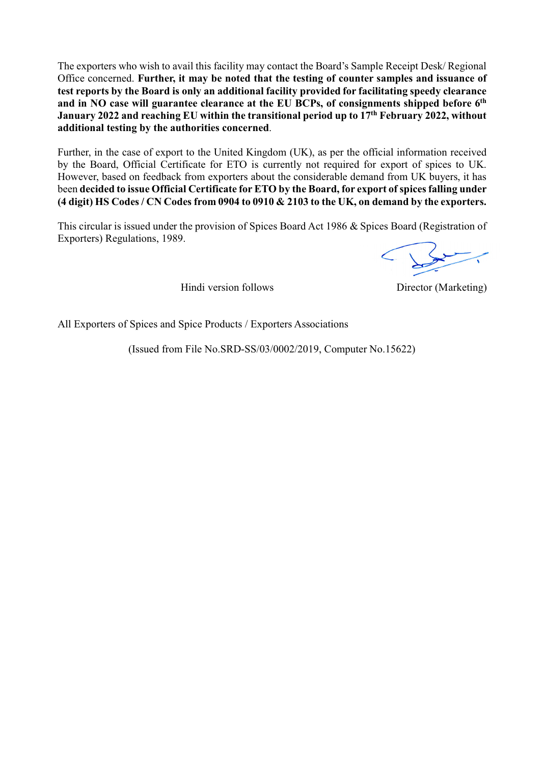The exporters who wish to avail this facility may contact the Board's Sample Receipt Desk/ Regional Office concerned. **Further, it may be noted that the testing of counter samples and issuance of test reports by the Board is only an additional facility provided for facilitating speedy clearance and in NO case will guarantee clearance at the EU BCPs, of consignments shipped before 6th January 2022 and reaching EU within the transitional period up to 17th February 2022, without additional testing by the authorities concerned**.

Further, in the case of export to the United Kingdom (UK), as per the official information received by the Board, Official Certificate for ETO is currently not required for export of spices to UK. However, based on feedback from exporters about the considerable demand from UK buyers, it has been **decided to issue Official Certificate for ETO by the Board, for export of spices falling under (4 digit) HS Codes / CN Codes from 0904 to 0910 & 2103 to the UK, on demand by the exporters.**

This circular is issued under the provision of Spices Board Act 1986 & Spices Board (Registration of Exporters) Regulations, 1989.

Hindi version follows

Director (Marketing)

All Exporters of Spices and Spice Products / Exporters Associations

(Issued from File No.SRD-SS/03/0002/2019, Computer No.15622)